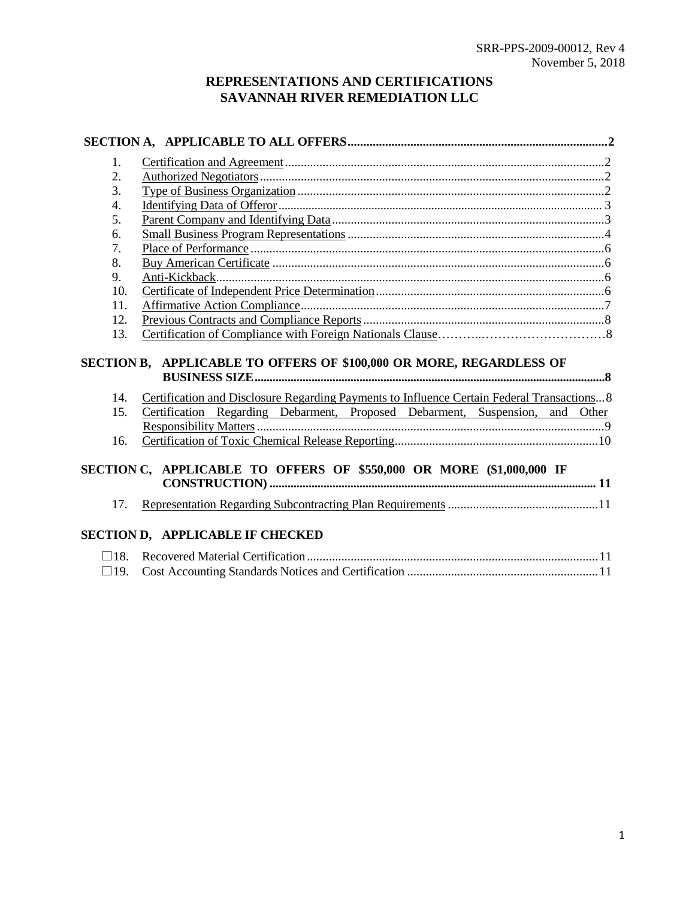SRR-PPS-2009-00012, Rev 4
November 5, 2018

# REPRESENTATIONS AND CERTIFICATIONS
# SAVANNAH RIVER REMEDIATION LLC

**SECTION A, APPLICABLE TO ALL OFFERS** .......... **2**

1. Certification and Agreement .......... 2
2. Authorized Negotiators .......... 2
3. Type of Business Organization .......... 2
4. Identifying Data of Offeror .......... 3
5. Parent Company and Identifying Data .......... 3
6. Small Business Program Representations .......... 4
7. Place of Performance .......... 6
8. Buy American Certificate .......... 6
9. Anti-Kickback .......... 6
10. Certificate of Independent Price Determination .......... 6
11. Affirmative Action Compliance .......... 7
12. Previous Contracts and Compliance Reports .......... 8
13. Certification of Compliance with Foreign Nationals Clause .......... 8

**SECTION B, APPLICABLE TO OFFERS OF $100,000 OR MORE, REGARDLESS OF BUSINESS SIZE** .......... **8**

14. Certification and Disclosure Regarding Payments to Influence Certain Federal Transactions ... 8
15. Certification Regarding Debarment, Proposed Debarment, Suspension, and Other Responsibility Matters .......... 9
16. Certification of Toxic Chemical Release Reporting .......... 10

**SECTION C, APPLICABLE TO OFFERS OF $550,000 OR MORE ($1,000,000 IF CONSTRUCTION)** .......... **11**

17. Representation Regarding Subcontracting Plan Requirements .......... 11

**SECTION D, APPLICABLE IF CHECKED**

☐18. Recovered Material Certification .......... 11
☐19. Cost Accounting Standards Notices and Certification .......... 11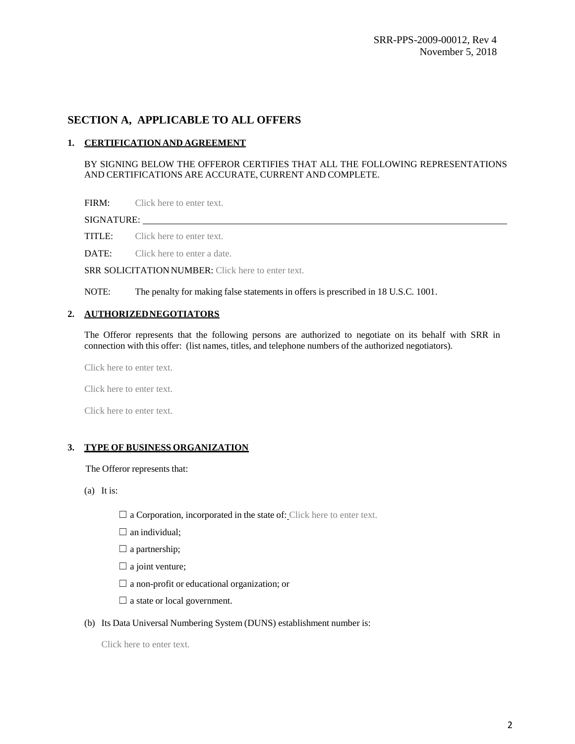## SECTION A, APPLICABLE TO ALL OFFERS

### 1. CERTIFICATION AND AGREEMENT

BY SIGNING BELOW THE OFFEROR CERTIFIES THAT ALL THE FOLLOWING REPRESENTATIONS AND CERTIFICATIONS ARE ACCURATE, CURRENT AND COMPLETE.

FIRM: Click here to enter text.

SIGNATURE: ______________________________

TITLE: Click here to enter text.

DATE: Click here to enter a date.

SRR SOLICITATION NUMBER: Click here to enter text.

NOTE: The penalty for making false statements in offers is prescribed in 18 U.S.C. 1001.

### 2. AUTHORIZED NEGOTIATORS

The Offeror represents that the following persons are authorized to negotiate on its behalf with SRR in connection with this offer: (list names, titles, and telephone numbers of the authorized negotiators).

Click here to enter text.

Click here to enter text.

Click here to enter text.

### 3. TYPE OF BUSINESS ORGANIZATION

The Offeror represents that:

(a) It is:

☐ a Corporation, incorporated in the state of: Click here to enter text.

☐ an individual;

☐ a partnership;

☐ a joint venture;

☐ a non-profit or educational organization; or

☐ a state or local government.

(b) Its Data Universal Numbering System (DUNS) establishment number is:

Click here to enter text.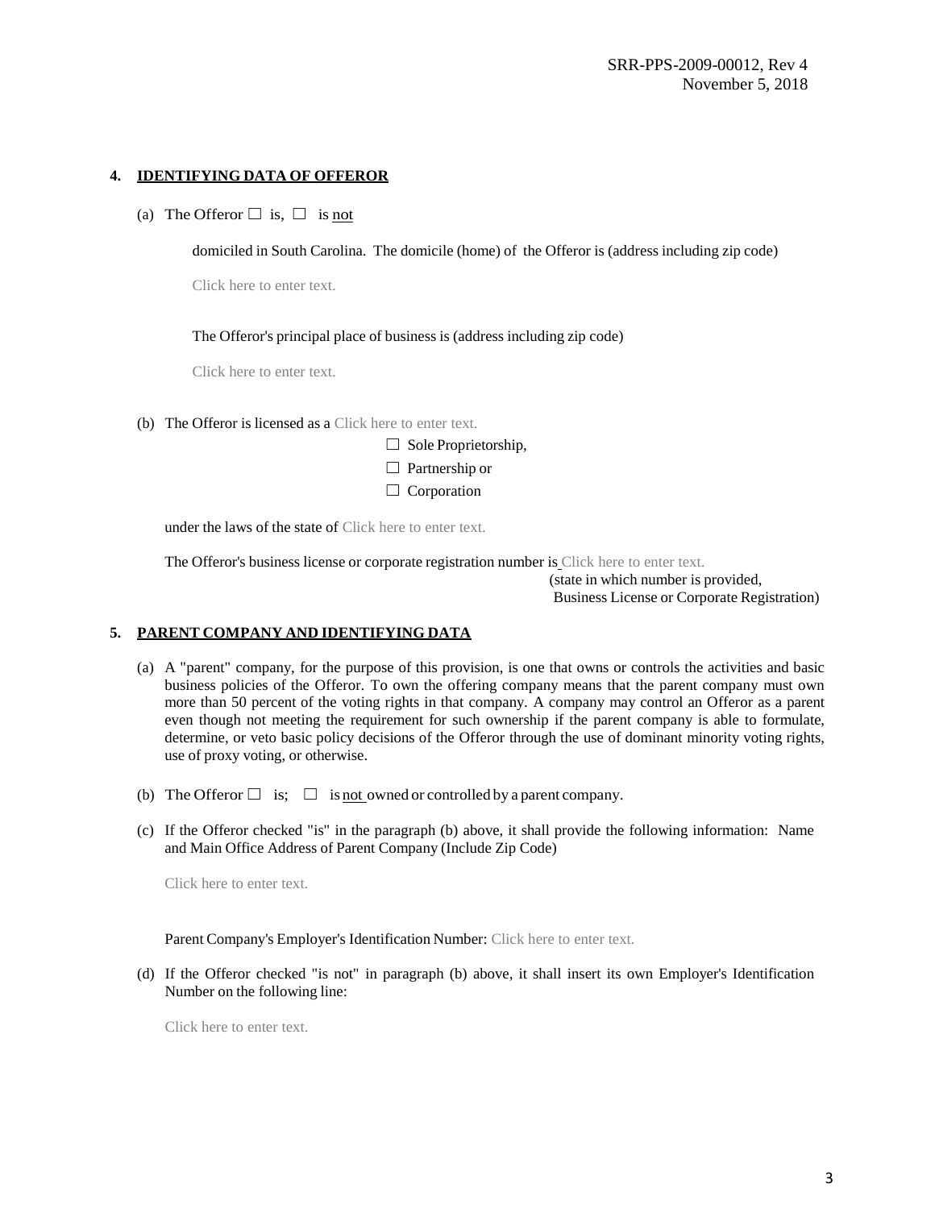## 4. IDENTIFYING DATA OF OFFEROR

(a) The Offeror ☐ is, ☐ is not

domiciled in South Carolina. The domicile (home) of the Offeror is (address including zip code)

Click here to enter text.

The Offeror's principal place of business is (address including zip code)

Click here to enter text.

(b) The Offeror is licensed as a Click here to enter text.

☐ Sole Proprietorship,

☐ Partnership or

☐ Corporation

under the laws of the state of Click here to enter text.

The Offeror's business license or corporate registration number is Click here to enter text.

(state in which number is provided, Business License or Corporate Registration)

## 5. PARENT COMPANY AND IDENTIFYING DATA

(a) A "parent" company, for the purpose of this provision, is one that owns or controls the activities and basic business policies of the Offeror. To own the offering company means that the parent company must own more than 50 percent of the voting rights in that company. A company may control an Offeror as a parent even though not meeting the requirement for such ownership if the parent company is able to formulate, determine, or veto basic policy decisions of the Offeror through the use of dominant minority voting rights, use of proxy voting, or otherwise.

(b) The Offeror ☐ is; ☐ is not owned or controlled by a parent company.

(c) If the Offeror checked "is" in the paragraph (b) above, it shall provide the following information: Name and Main Office Address of Parent Company (Include Zip Code)

Click here to enter text.

Parent Company's Employer's Identification Number: Click here to enter text.

(d) If the Offeror checked "is not" in paragraph (b) above, it shall insert its own Employer's Identification Number on the following line:

Click here to enter text.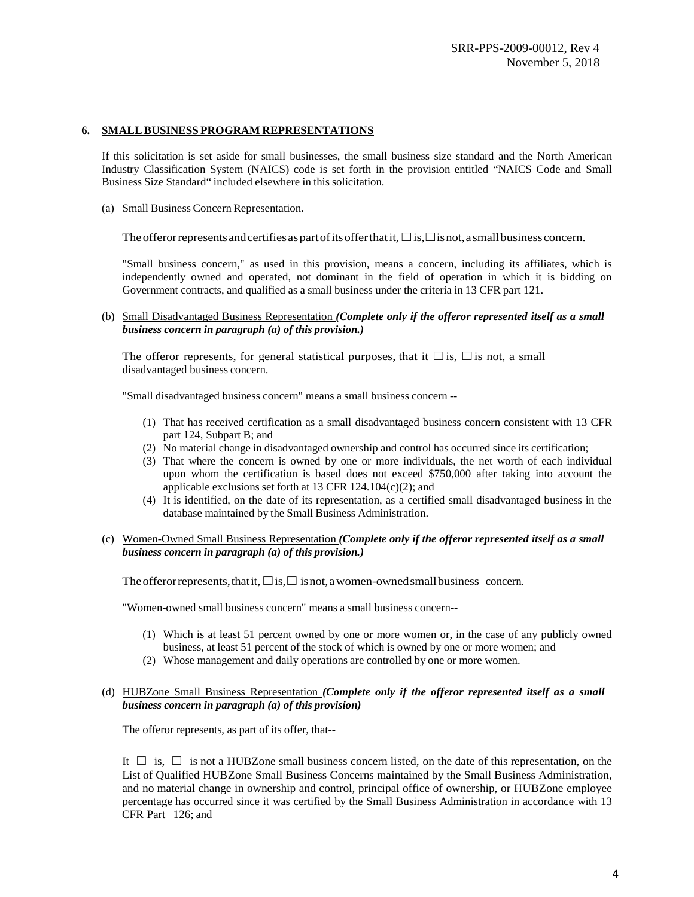## 6. SMALL BUSINESS PROGRAM REPRESENTATIONS

If this solicitation is set aside for small businesses, the small business size standard and the North American Industry Classification System (NAICS) code is set forth in the provision entitled "NAICS Code and Small Business Size Standard" included elsewhere in this solicitation.

(a) Small Business Concern Representation.

The offeror represents and certifies as part of its offer that it, ☐ is, ☐ is not, a small business concern.

"Small business concern," as used in this provision, means a concern, including its affiliates, which is independently owned and operated, not dominant in the field of operation in which it is bidding on Government contracts, and qualified as a small business under the criteria in 13 CFR part 121.

(b) Small Disadvantaged Business Representation ***(Complete only if the offeror represented itself as a small business concern in paragraph (a) of this provision.)***

The offeror represents, for general statistical purposes, that it ☐ is, ☐ is not, a small disadvantaged business concern.

"Small disadvantaged business concern" means a small business concern --

1. That has received certification as a small disadvantaged business concern consistent with 13 CFR part 124, Subpart B; and
2. No material change in disadvantaged ownership and control has occurred since its certification;
3. That where the concern is owned by one or more individuals, the net worth of each individual upon whom the certification is based does not exceed $750,000 after taking into account the applicable exclusions set forth at 13 CFR 124.104(c)(2); and
4. It is identified, on the date of its representation, as a certified small disadvantaged business in the database maintained by the Small Business Administration.

(c) Women-Owned Small Business Representation ***(Complete only if the offeror represented itself as a small business concern in paragraph (a) of this provision.)***

The offeror represents, that it, ☐ is, ☐ is not, a women-owned small business concern.

"Women-owned small business concern" means a small business concern--

1. Which is at least 51 percent owned by one or more women or, in the case of any publicly owned business, at least 51 percent of the stock of which is owned by one or more women; and
2. Whose management and daily operations are controlled by one or more women.

(d) HUBZone Small Business Representation ***(Complete only if the offeror represented itself as a small business concern in paragraph (a) of this provision)***

The offeror represents, as part of its offer, that--

It ☐ is, ☐ is not a HUBZone small business concern listed, on the date of this representation, on the List of Qualified HUBZone Small Business Concerns maintained by the Small Business Administration, and no material change in ownership and control, principal office of ownership, or HUBZone employee percentage has occurred since it was certified by the Small Business Administration in accordance with 13 CFR Part 126; and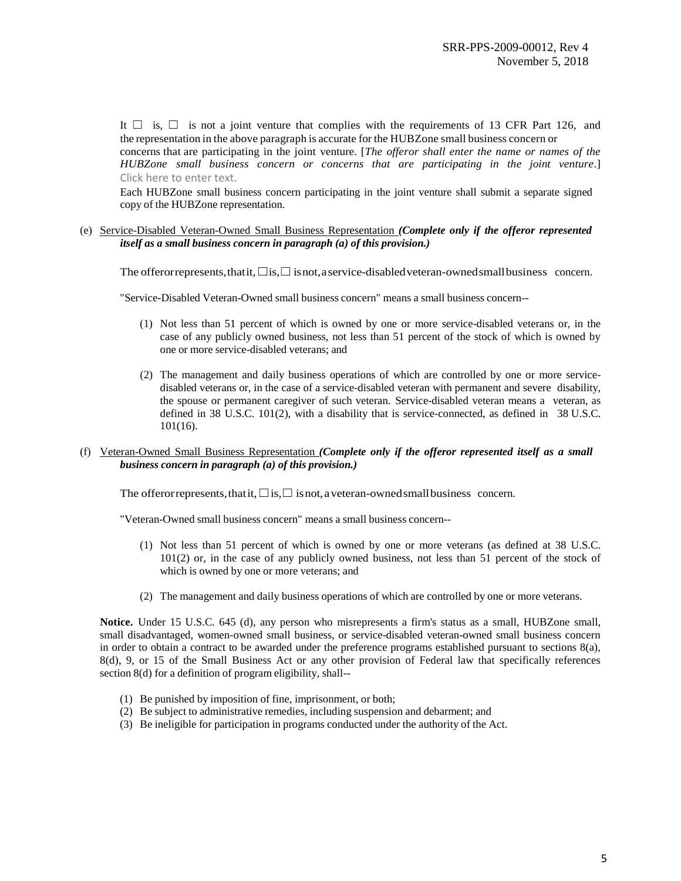It ☐ is, ☐ is not a joint venture that complies with the requirements of 13 CFR Part 126, and the representation in the above paragraph is accurate for the HUBZone small business concern or concerns that are participating in the joint venture. [*The offeror shall enter the name or names of the HUBZone small business concern or concerns that are participating in the joint venture*.] Click here to enter text.

Each HUBZone small business concern participating in the joint venture shall submit a separate signed copy of the HUBZone representation.

(e) Service-Disabled Veteran-Owned Small Business Representation ***(Complete only if the offeror represented itself as a small business concern in paragraph (a) of this provision.)***

The offeror represents, that it, ☐ is, ☐ is not, a service-disabled veteran-owned small business concern.

"Service-Disabled Veteran-Owned small business concern" means a small business concern--

(1) Not less than 51 percent of which is owned by one or more service-disabled veterans or, in the case of any publicly owned business, not less than 51 percent of the stock of which is owned by one or more service-disabled veterans; and

(2) The management and daily business operations of which are controlled by one or more service-disabled veterans or, in the case of a service-disabled veteran with permanent and severe disability, the spouse or permanent caregiver of such veteran. Service-disabled veteran means a veteran, as defined in 38 U.S.C. 101(2), with a disability that is service-connected, as defined in 38 U.S.C. 101(16).

(f) Veteran-Owned Small Business Representation ***(Complete only if the offeror represented itself as a small business concern in paragraph (a) of this provision.)***

The offeror represents, that it, ☐ is, ☐ is not, a veteran-owned small business concern.

"Veteran-Owned small business concern" means a small business concern--

(1) Not less than 51 percent of which is owned by one or more veterans (as defined at 38 U.S.C. 101(2) or, in the case of any publicly owned business, not less than 51 percent of the stock of which is owned by one or more veterans; and

(2) The management and daily business operations of which are controlled by one or more veterans.

**Notice.** Under 15 U.S.C. 645 (d), any person who misrepresents a firm's status as a small, HUBZone small, small disadvantaged, women-owned small business, or service-disabled veteran-owned small business concern in order to obtain a contract to be awarded under the preference programs established pursuant to sections 8(a), 8(d), 9, or 15 of the Small Business Act or any other provision of Federal law that specifically references section 8(d) for a definition of program eligibility, shall--

(1) Be punished by imposition of fine, imprisonment, or both;
(2) Be subject to administrative remedies, including suspension and debarment; and
(3) Be ineligible for participation in programs conducted under the authority of the Act.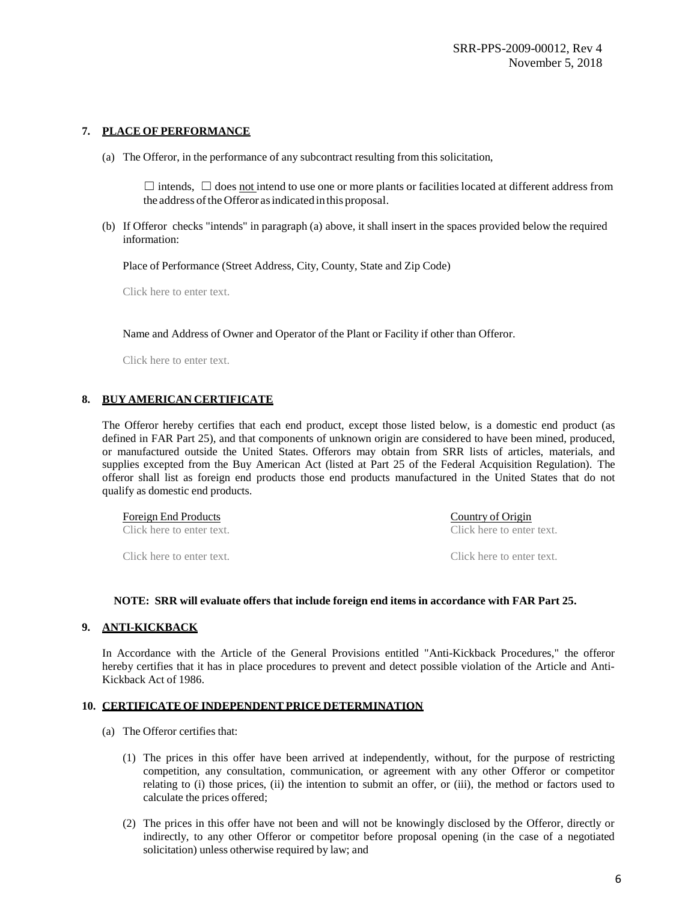## 7. PLACE OF PERFORMANCE

(a) The Offeror, in the performance of any subcontract resulting from this solicitation,

☐ intends, ☐ does not intend to use one or more plants or facilities located at different address from the address of the Offeror as indicated in this proposal.

(b) If Offeror checks "intends" in paragraph (a) above, it shall insert in the spaces provided below the required information:

Place of Performance (Street Address, City, County, State and Zip Code)

Click here to enter text.

Name and Address of Owner and Operator of the Plant or Facility if other than Offeror.

Click here to enter text.

## 8. BUY AMERICAN CERTIFICATE

The Offeror hereby certifies that each end product, except those listed below, is a domestic end product (as defined in FAR Part 25), and that components of unknown origin are considered to have been mined, produced, or manufactured outside the United States. Offerors may obtain from SRR lists of articles, materials, and supplies excepted from the Buy American Act (listed at Part 25 of the Federal Acquisition Regulation). The offeror shall list as foreign end products those end products manufactured in the United States that do not qualify as domestic end products.

| Foreign End Products | Country of Origin |
| --- | --- |
| Click here to enter text. | Click here to enter text. |
| Click here to enter text. | Click here to enter text. |

**NOTE: SRR will evaluate offers that include foreign end items in accordance with FAR Part 25.**

## 9. ANTI-KICKBACK

In Accordance with the Article of the General Provisions entitled "Anti-Kickback Procedures," the offeror hereby certifies that it has in place procedures to prevent and detect possible violation of the Article and Anti-Kickback Act of 1986.

## 10. CERTIFICATE OF INDEPENDENT PRICE DETERMINATION

(a) The Offeror certifies that:

(1) The prices in this offer have been arrived at independently, without, for the purpose of restricting competition, any consultation, communication, or agreement with any other Offeror or competitor relating to (i) those prices, (ii) the intention to submit an offer, or (iii), the method or factors used to calculate the prices offered;

(2) The prices in this offer have not been and will not be knowingly disclosed by the Offeror, directly or indirectly, to any other Offeror or competitor before proposal opening (in the case of a negotiated solicitation) unless otherwise required by law; and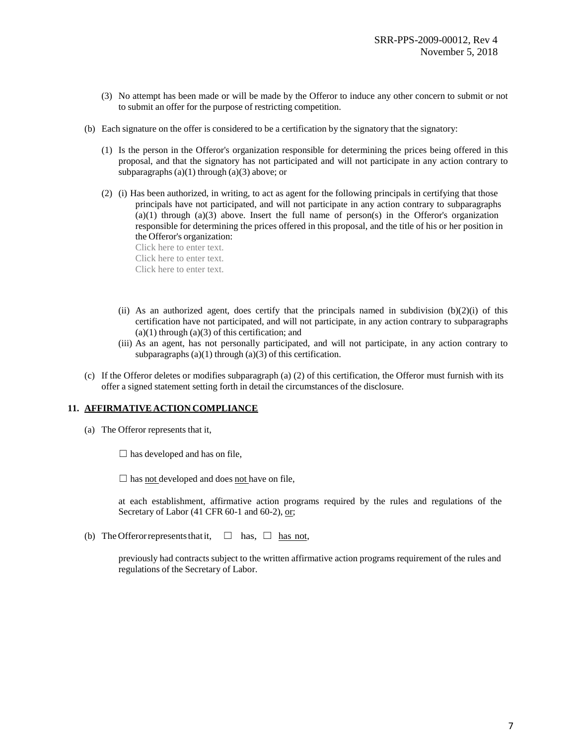(3) No attempt has been made or will be made by the Offeror to induce any other concern to submit or not to submit an offer for the purpose of restricting competition.

(b) Each signature on the offer is considered to be a certification by the signatory that the signatory:

(1) Is the person in the Offeror's organization responsible for determining the prices being offered in this proposal, and that the signatory has not participated and will not participate in any action contrary to subparagraphs (a)(1) through (a)(3) above; or

(2) (i) Has been authorized, in writing, to act as agent for the following principals in certifying that those principals have not participated, and will not participate in any action contrary to subparagraphs (a)(1) through (a)(3) above. Insert the full name of person(s) in the Offeror's organization responsible for determining the prices offered in this proposal, and the title of his or her position in the Offeror's organization:

Click here to enter text.
Click here to enter text.
Click here to enter text.

(ii) As an authorized agent, does certify that the principals named in subdivision (b)(2)(i) of this certification have not participated, and will not participate, in any action contrary to subparagraphs (a)(1) through (a)(3) of this certification; and

(iii) As an agent, has not personally participated, and will not participate, in any action contrary to subparagraphs (a)(1) through (a)(3) of this certification.

(c) If the Offeror deletes or modifies subparagraph (a) (2) of this certification, the Offeror must furnish with its offer a signed statement setting forth in detail the circumstances of the disclosure.

**11. AFFIRMATIVE ACTION COMPLIANCE**

(a) The Offeror represents that it,

☐ has developed and has on file,

☐ has not developed and does not have on file,

at each establishment, affirmative action programs required by the rules and regulations of the Secretary of Labor (41 CFR 60-1 and 60-2), or;

(b) The Offeror represents that it, ☐ has, ☐ has not,

previously had contracts subject to the written affirmative action programs requirement of the rules and regulations of the Secretary of Labor.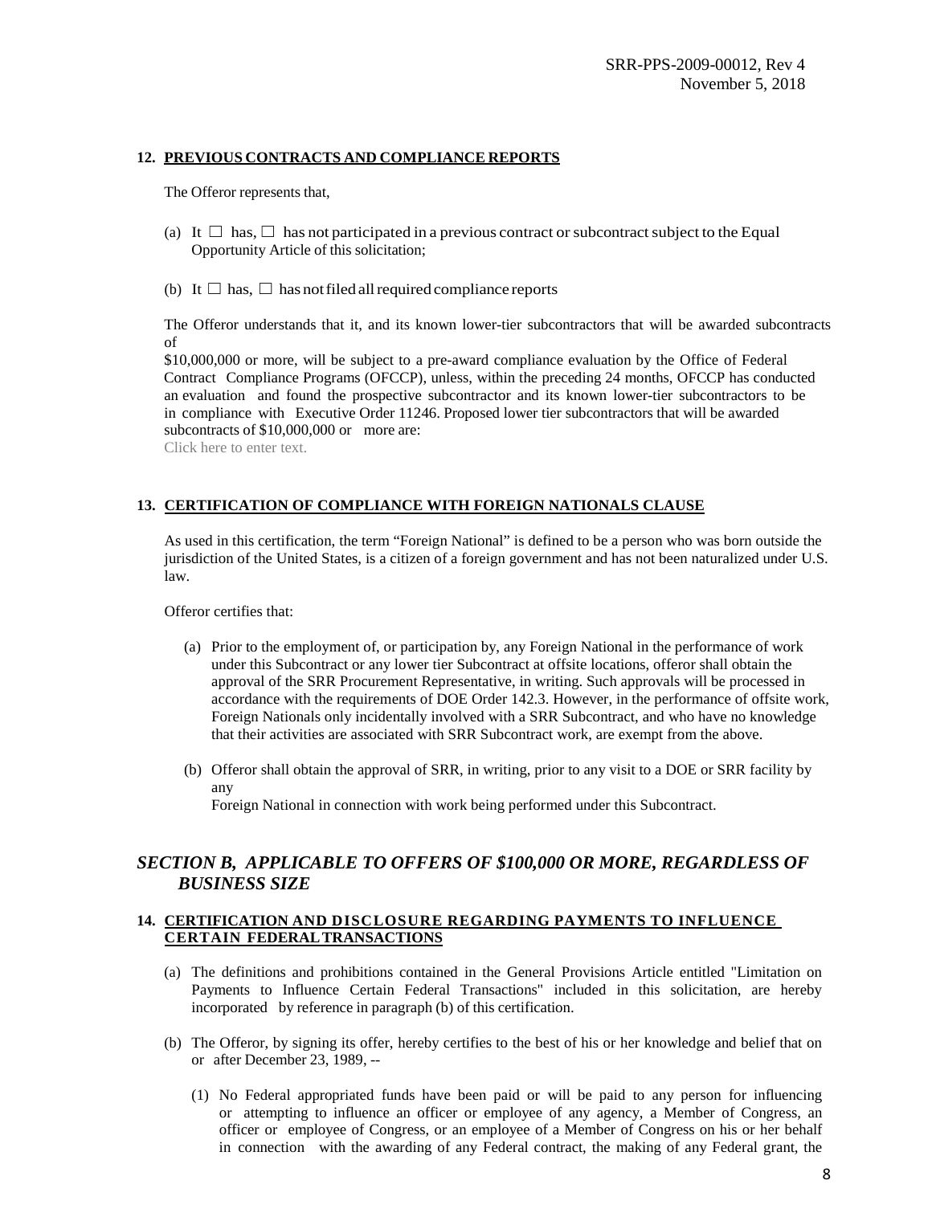#### 12. PREVIOUS CONTRACTS AND COMPLIANCE REPORTS

The Offeror represents that,

(a) It ☐ has, ☐ has not participated in a previous contract or subcontract subject to the Equal Opportunity Article of this solicitation;

(b) It ☐ has, ☐ has not filed all required compliance reports

The Offeror understands that it, and its known lower-tier subcontractors that will be awarded subcontracts of $10,000,000 or more, will be subject to a pre-award compliance evaluation by the Office of Federal Contract Compliance Programs (OFCCP), unless, within the preceding 24 months, OFCCP has conducted an evaluation and found the prospective subcontractor and its known lower-tier subcontractors to be in compliance with Executive Order 11246. Proposed lower tier subcontractors that will be awarded subcontracts of $10,000,000 or more are:

Click here to enter text.

#### 13. CERTIFICATION OF COMPLIANCE WITH FOREIGN NATIONALS CLAUSE

As used in this certification, the term "Foreign National" is defined to be a person who was born outside the jurisdiction of the United States, is a citizen of a foreign government and has not been naturalized under U.S. law.

Offeror certifies that:

(a) Prior to the employment of, or participation by, any Foreign National in the performance of work under this Subcontract or any lower tier Subcontract at offsite locations, offeror shall obtain the approval of the SRR Procurement Representative, in writing. Such approvals will be processed in accordance with the requirements of DOE Order 142.3. However, in the performance of offsite work, Foreign Nationals only incidentally involved with a SRR Subcontract, and who have no knowledge that their activities are associated with SRR Subcontract work, are exempt from the above.

(b) Offeror shall obtain the approval of SRR, in writing, prior to any visit to a DOE or SRR facility by any Foreign National in connection with work being performed under this Subcontract.

### *SECTION B, APPLICABLE TO OFFERS OF $100,000 OR MORE, REGARDLESS OF BUSINESS SIZE*

#### 14. CERTIFICATION AND DISCLOSURE REGARDING PAYMENTS TO INFLUENCE CERTAIN FEDERAL TRANSACTIONS

(a) The definitions and prohibitions contained in the General Provisions Article entitled "Limitation on Payments to Influence Certain Federal Transactions" included in this solicitation, are hereby incorporated by reference in paragraph (b) of this certification.

(b) The Offeror, by signing its offer, hereby certifies to the best of his or her knowledge and belief that on or after December 23, 1989, --

(1) No Federal appropriated funds have been paid or will be paid to any person for influencing or attempting to influence an officer or employee of any agency, a Member of Congress, an officer or employee of Congress, or an employee of a Member of Congress on his or her behalf in connection with the awarding of any Federal contract, the making of any Federal grant, the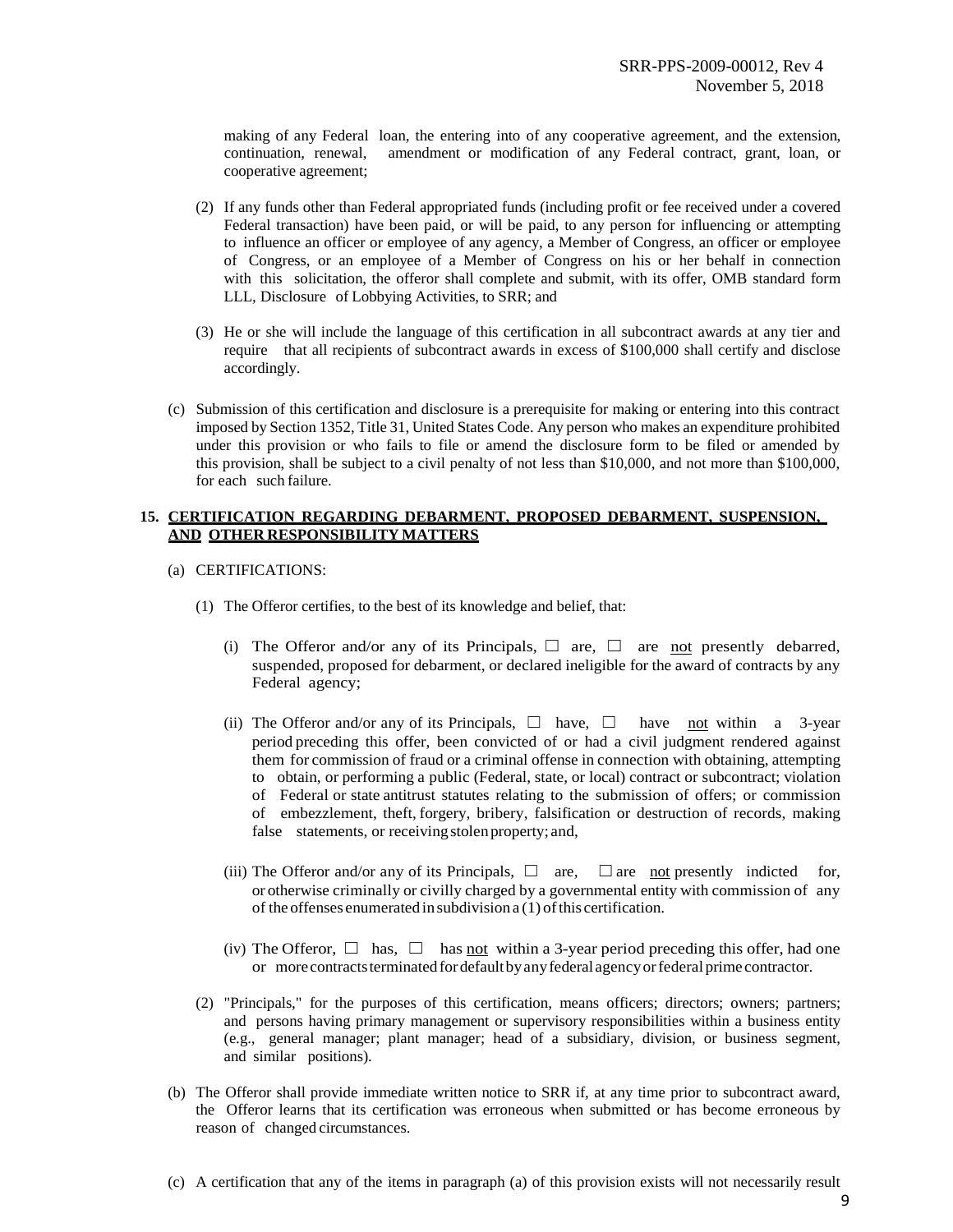making of any Federal loan, the entering into of any cooperative agreement, and the extension, continuation, renewal, amendment or modification of any Federal contract, grant, loan, or cooperative agreement;

(2) If any funds other than Federal appropriated funds (including profit or fee received under a covered Federal transaction) have been paid, or will be paid, to any person for influencing or attempting to influence an officer or employee of any agency, a Member of Congress, an officer or employee of Congress, or an employee of a Member of Congress on his or her behalf in connection with this solicitation, the offeror shall complete and submit, with its offer, OMB standard form LLL, Disclosure of Lobbying Activities, to SRR; and

(3) He or she will include the language of this certification in all subcontract awards at any tier and require that all recipients of subcontract awards in excess of $100,000 shall certify and disclose accordingly.

(c) Submission of this certification and disclosure is a prerequisite for making or entering into this contract imposed by Section 1352, Title 31, United States Code. Any person who makes an expenditure prohibited under this provision or who fails to file or amend the disclosure form to be filed or amended by this provision, shall be subject to a civil penalty of not less than $10,000, and not more than $100,000, for each such failure.

## 15. CERTIFICATION REGARDING DEBARMENT, PROPOSED DEBARMENT, SUSPENSION, AND OTHER RESPONSIBILITY MATTERS

(a) CERTIFICATIONS:

(1) The Offeror certifies, to the best of its knowledge and belief, that:

(i) The Offeror and/or any of its Principals, ☐ are, ☐ are not presently debarred, suspended, proposed for debarment, or declared ineligible for the award of contracts by any Federal agency;

(ii) The Offeror and/or any of its Principals, ☐ have, ☐ have not within a 3-year period preceding this offer, been convicted of or had a civil judgment rendered against them for commission of fraud or a criminal offense in connection with obtaining, attempting to obtain, or performing a public (Federal, state, or local) contract or subcontract; violation of Federal or state antitrust statutes relating to the submission of offers; or commission of embezzlement, theft, forgery, bribery, falsification or destruction of records, making false statements, or receiving stolen property; and,

(iii) The Offeror and/or any of its Principals, ☐ are, ☐ are not presently indicted for, or otherwise criminally or civilly charged by a governmental entity with commission of any of the offenses enumerated in subdivision a (1) of this certification.

(iv) The Offeror, ☐ has, ☐ has not within a 3-year period preceding this offer, had one or more contracts terminated for default by any federal agency or federal prime contractor.

(2) "Principals," for the purposes of this certification, means officers; directors; owners; partners; and persons having primary management or supervisory responsibilities within a business entity (e.g., general manager; plant manager; head of a subsidiary, division, or business segment, and similar positions).

(b) The Offeror shall provide immediate written notice to SRR if, at any time prior to subcontract award, the Offeror learns that its certification was erroneous when submitted or has become erroneous by reason of changed circumstances.

(c) A certification that any of the items in paragraph (a) of this provision exists will not necessarily result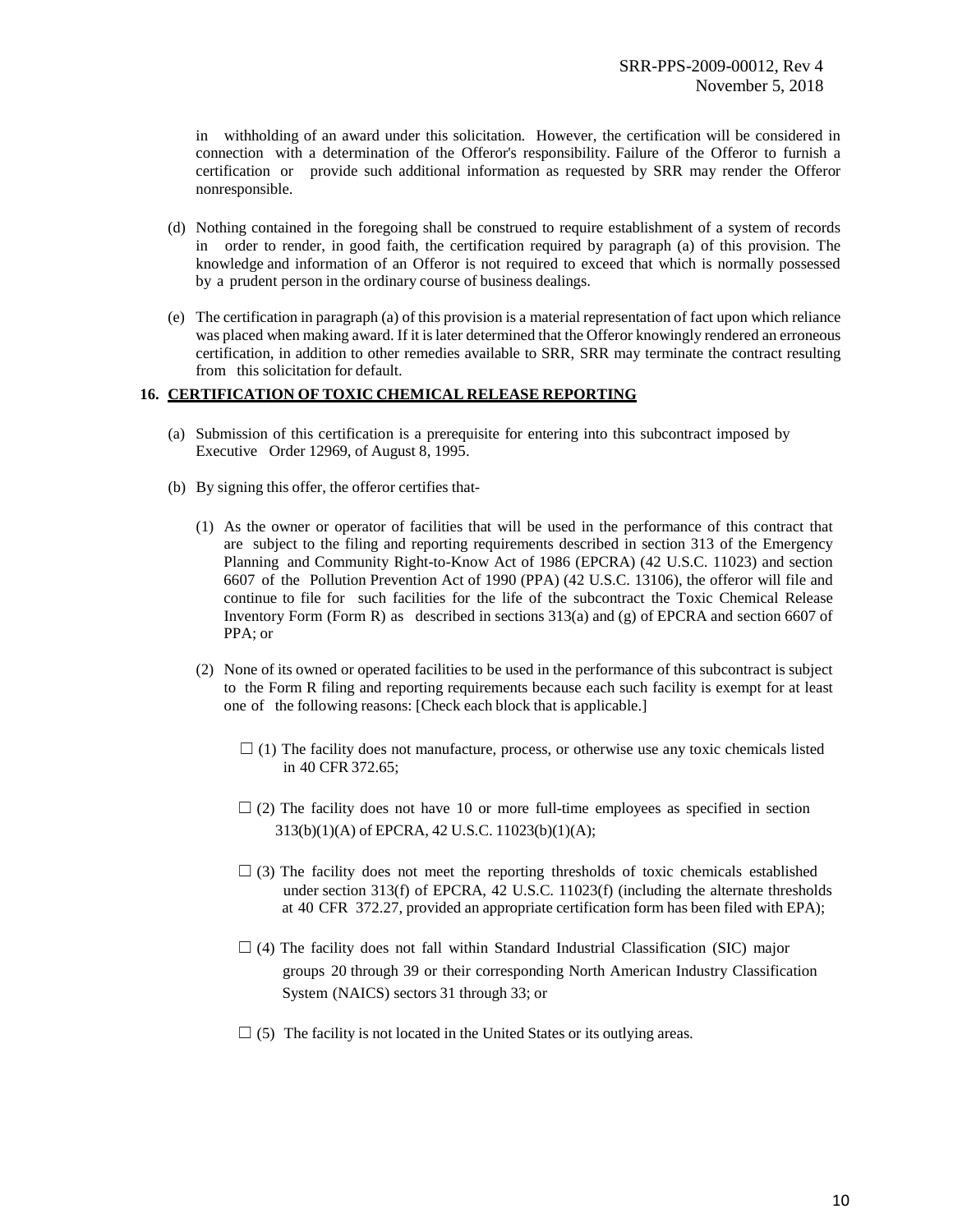in withholding of an award under this solicitation. However, the certification will be considered in connection with a determination of the Offeror's responsibility. Failure of the Offeror to furnish a certification or provide such additional information as requested by SRR may render the Offeror nonresponsible.

(d) Nothing contained in the foregoing shall be construed to require establishment of a system of records in order to render, in good faith, the certification required by paragraph (a) of this provision. The knowledge and information of an Offeror is not required to exceed that which is normally possessed by a prudent person in the ordinary course of business dealings.

(e) The certification in paragraph (a) of this provision is a material representation of fact upon which reliance was placed when making award. If it is later determined that the Offeror knowingly rendered an erroneous certification, in addition to other remedies available to SRR, SRR may terminate the contract resulting from this solicitation for default.

**16. CERTIFICATION OF TOXIC CHEMICAL RELEASE REPORTING**

(a) Submission of this certification is a prerequisite for entering into this subcontract imposed by Executive Order 12969, of August 8, 1995.

(b) By signing this offer, the offeror certifies that-

(1) As the owner or operator of facilities that will be used in the performance of this contract that are subject to the filing and reporting requirements described in section 313 of the Emergency Planning and Community Right-to-Know Act of 1986 (EPCRA) (42 U.S.C. 11023) and section 6607 of the Pollution Prevention Act of 1990 (PPA) (42 U.S.C. 13106), the offeror will file and continue to file for such facilities for the life of the subcontract the Toxic Chemical Release Inventory Form (Form R) as described in sections 313(a) and (g) of EPCRA and section 6607 of PPA; or

(2) None of its owned or operated facilities to be used in the performance of this subcontract is subject to the Form R filing and reporting requirements because each such facility is exempt for at least one of the following reasons: [Check each block that is applicable.]

☐ (1) The facility does not manufacture, process, or otherwise use any toxic chemicals listed in 40 CFR 372.65;

☐ (2) The facility does not have 10 or more full-time employees as specified in section 313(b)(1)(A) of EPCRA, 42 U.S.C. 11023(b)(1)(A);

☐ (3) The facility does not meet the reporting thresholds of toxic chemicals established under section 313(f) of EPCRA, 42 U.S.C. 11023(f) (including the alternate thresholds at 40 CFR 372.27, provided an appropriate certification form has been filed with EPA);

☐ (4) The facility does not fall within Standard Industrial Classification (SIC) major groups 20 through 39 or their corresponding North American Industry Classification System (NAICS) sectors 31 through 33; or

☐ (5) The facility is not located in the United States or its outlying areas.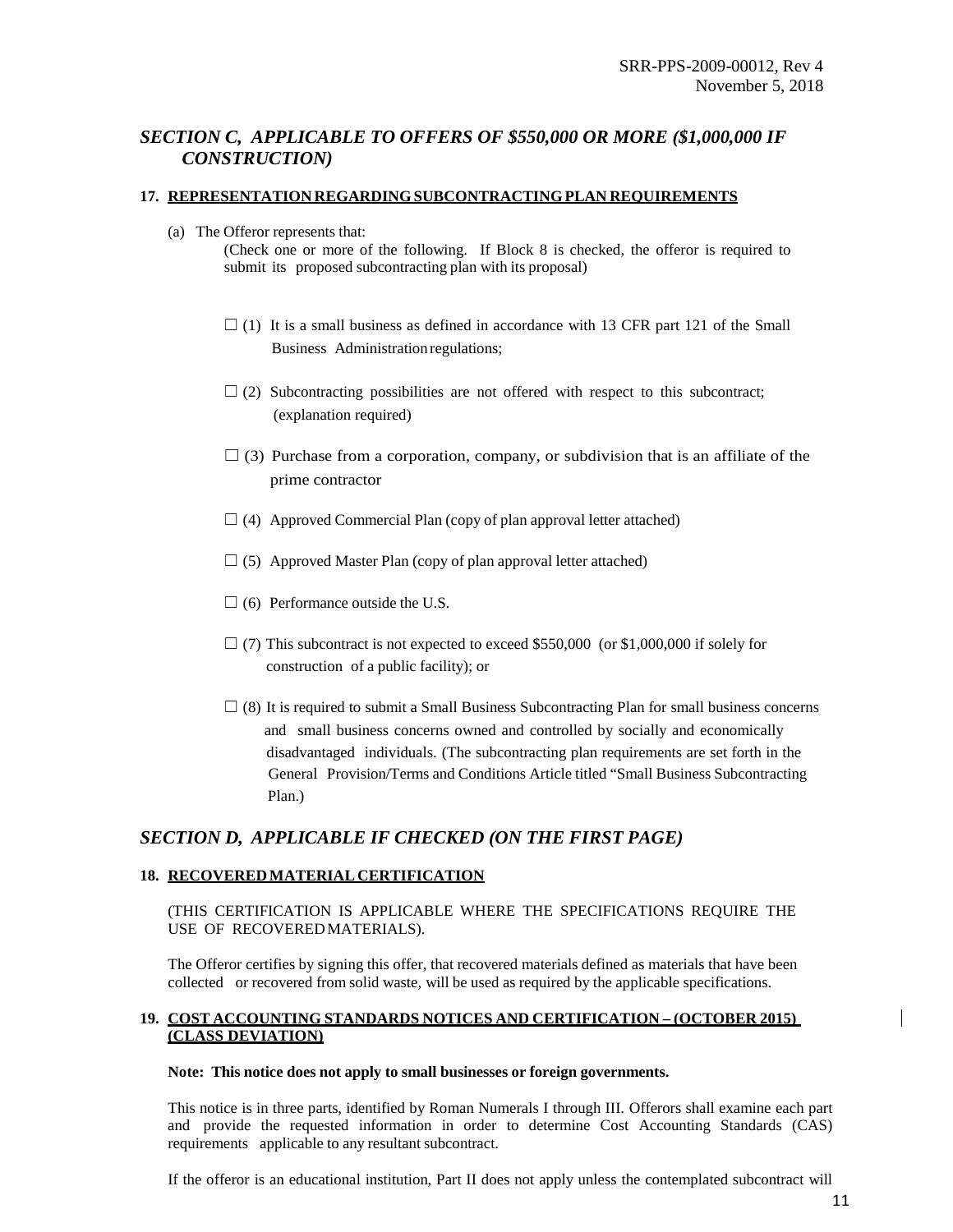## *SECTION C, APPLICABLE TO OFFERS OF $550,000 OR MORE ($1,000,000 IF CONSTRUCTION)*

### 17. REPRESENTATION REGARDING SUBCONTRACTING PLAN REQUIREMENTS

(a) The Offeror represents that:

(Check one or more of the following. If Block 8 is checked, the offeror is required to submit its proposed subcontracting plan with its proposal)

☐ (1) It is a small business as defined in accordance with 13 CFR part 121 of the Small Business Administration regulations;

☐ (2) Subcontracting possibilities are not offered with respect to this subcontract; (explanation required)

☐ (3) Purchase from a corporation, company, or subdivision that is an affiliate of the prime contractor

☐ (4) Approved Commercial Plan (copy of plan approval letter attached)

☐ (5) Approved Master Plan (copy of plan approval letter attached)

☐ (6) Performance outside the U.S.

☐ (7) This subcontract is not expected to exceed $550,000 (or $1,000,000 if solely for construction of a public facility); or

☐ (8) It is required to submit a Small Business Subcontracting Plan for small business concerns and small business concerns owned and controlled by socially and economically disadvantaged individuals. (The subcontracting plan requirements are set forth in the General Provision/Terms and Conditions Article titled "Small Business Subcontracting Plan.)

## *SECTION D, APPLICABLE IF CHECKED (ON THE FIRST PAGE)*

### 18. RECOVERED MATERIAL CERTIFICATION

(THIS CERTIFICATION IS APPLICABLE WHERE THE SPECIFICATIONS REQUIRE THE USE OF RECOVERED MATERIALS).

The Offeror certifies by signing this offer, that recovered materials defined as materials that have been collected or recovered from solid waste, will be used as required by the applicable specifications.

### 19. COST ACCOUNTING STANDARDS NOTICES AND CERTIFICATION – (OCTOBER 2015) (CLASS DEVIATION)

**Note: This notice does not apply to small businesses or foreign governments.**

This notice is in three parts, identified by Roman Numerals I through III. Offerors shall examine each part and provide the requested information in order to determine Cost Accounting Standards (CAS) requirements applicable to any resultant subcontract.

If the offeror is an educational institution, Part II does not apply unless the contemplated subcontract will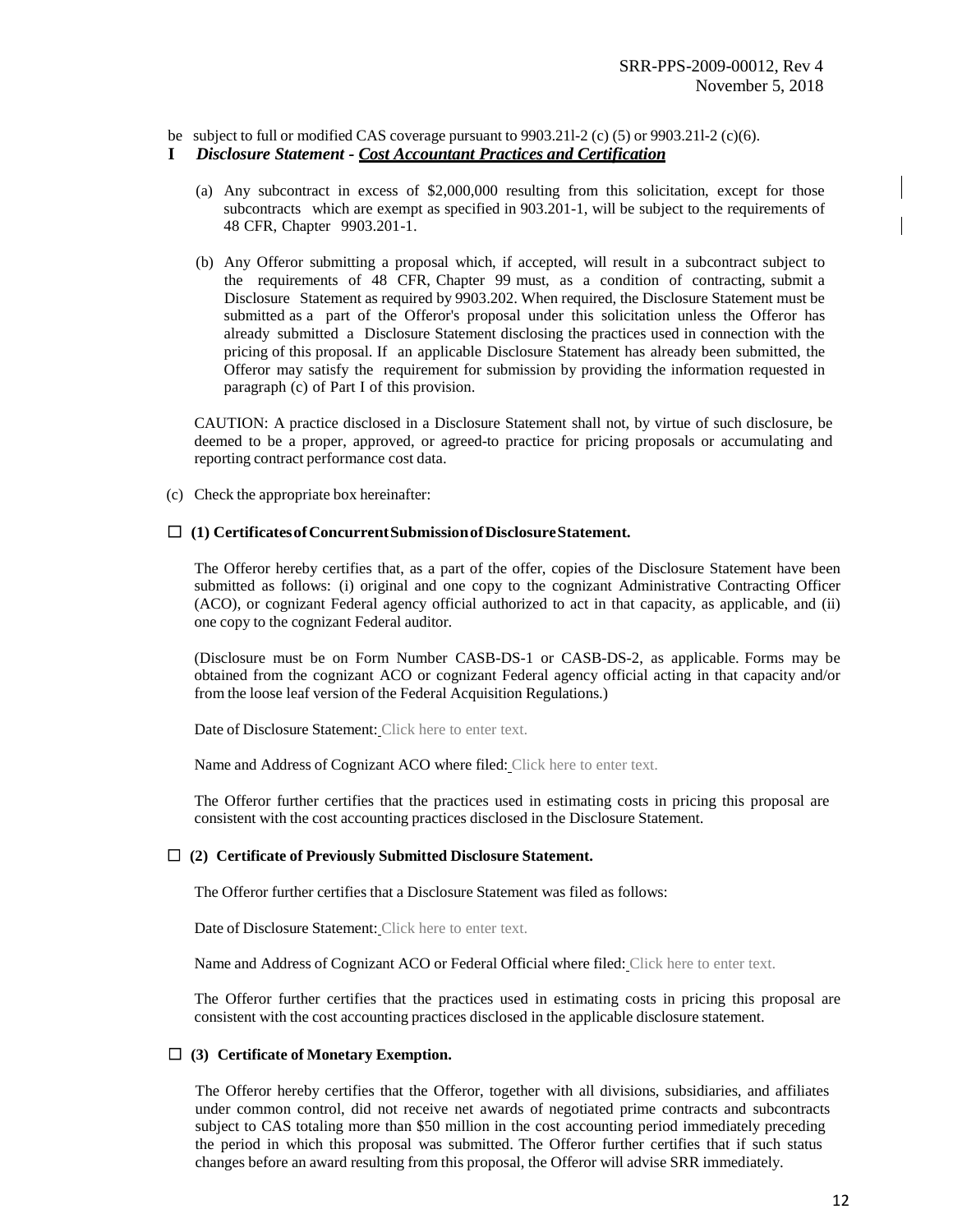be subject to full or modified CAS coverage pursuant to 9903.21l-2 (c) (5) or 9903.21l-2 (c)(6).

**I** ***Disclosure Statement - <u>Cost Accountant Practices and Certification</u>***

(a) Any subcontract in excess of $2,000,000 resulting from this solicitation, except for those subcontracts which are exempt as specified in 903.201-1, will be subject to the requirements of 48 CFR, Chapter 9903.201-1.

(b) Any Offeror submitting a proposal which, if accepted, will result in a subcontract subject to the requirements of 48 CFR, Chapter 99 must, as a condition of contracting, submit a Disclosure Statement as required by 9903.202. When required, the Disclosure Statement must be submitted as a part of the Offeror's proposal under this solicitation unless the Offeror has already submitted a Disclosure Statement disclosing the practices used in connection with the pricing of this proposal. If an applicable Disclosure Statement has already been submitted, the Offeror may satisfy the requirement for submission by providing the information requested in paragraph (c) of Part I of this provision.

CAUTION: A practice disclosed in a Disclosure Statement shall not, by virtue of such disclosure, be deemed to be a proper, approved, or agreed-to practice for pricing proposals or accumulating and reporting contract performance cost data.

(c) Check the appropriate box hereinafter:

☐ **(1) Certificates of Concurrent Submission of Disclosure Statement.**

The Offeror hereby certifies that, as a part of the offer, copies of the Disclosure Statement have been submitted as follows: (i) original and one copy to the cognizant Administrative Contracting Officer (ACO), or cognizant Federal agency official authorized to act in that capacity, as applicable, and (ii) one copy to the cognizant Federal auditor.

(Disclosure must be on Form Number CASB-DS-1 or CASB-DS-2, as applicable. Forms may be obtained from the cognizant ACO or cognizant Federal agency official acting in that capacity and/or from the loose leaf version of the Federal Acquisition Regulations.)

Date of Disclosure Statement: Click here to enter text.

Name and Address of Cognizant ACO where filed: Click here to enter text.

The Offeror further certifies that the practices used in estimating costs in pricing this proposal are consistent with the cost accounting practices disclosed in the Disclosure Statement.

☐ **(2) Certificate of Previously Submitted Disclosure Statement.**

The Offeror further certifies that a Disclosure Statement was filed as follows:

Date of Disclosure Statement: Click here to enter text.

Name and Address of Cognizant ACO or Federal Official where filed: Click here to enter text.

The Offeror further certifies that the practices used in estimating costs in pricing this proposal are consistent with the cost accounting practices disclosed in the applicable disclosure statement.

☐ **(3) Certificate of Monetary Exemption.**

The Offeror hereby certifies that the Offeror, together with all divisions, subsidiaries, and affiliates under common control, did not receive net awards of negotiated prime contracts and subcontracts subject to CAS totaling more than $50 million in the cost accounting period immediately preceding the period in which this proposal was submitted. The Offeror further certifies that if such status changes before an award resulting from this proposal, the Offeror will advise SRR immediately.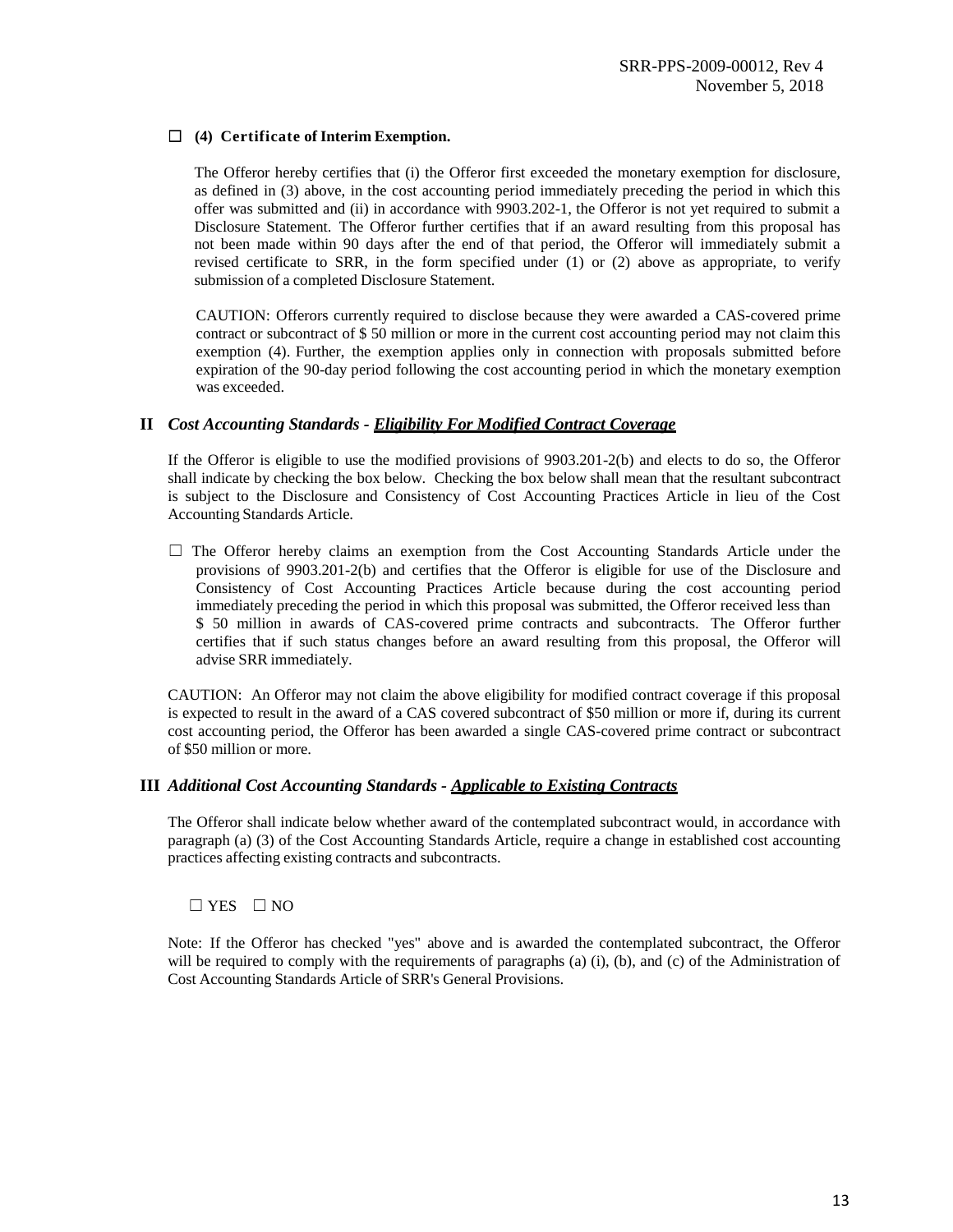☐ **(4) Certificate of Interim Exemption.**

The Offeror hereby certifies that (i) the Offeror first exceeded the monetary exemption for disclosure, as defined in (3) above, in the cost accounting period immediately preceding the period in which this offer was submitted and (ii) in accordance with 9903.202-1, the Offeror is not yet required to submit a Disclosure Statement. The Offeror further certifies that if an award resulting from this proposal has not been made within 90 days after the end of that period, the Offeror will immediately submit a revised certificate to SRR, in the form specified under (1) or (2) above as appropriate, to verify submission of a completed Disclosure Statement.

CAUTION: Offerors currently required to disclose because they were awarded a CAS-covered prime contract or subcontract of $ 50 million or more in the current cost accounting period may not claim this exemption (4). Further, the exemption applies only in connection with proposals submitted before expiration of the 90-day period following the cost accounting period in which the monetary exemption was exceeded.

## II *Cost Accounting Standards - **Eligibility For Modified Contract Coverage***

If the Offeror is eligible to use the modified provisions of 9903.201-2(b) and elects to do so, the Offeror shall indicate by checking the box below. Checking the box below shall mean that the resultant subcontract is subject to the Disclosure and Consistency of Cost Accounting Practices Article in lieu of the Cost Accounting Standards Article.

☐ The Offeror hereby claims an exemption from the Cost Accounting Standards Article under the provisions of 9903.201-2(b) and certifies that the Offeror is eligible for use of the Disclosure and Consistency of Cost Accounting Practices Article because during the cost accounting period immediately preceding the period in which this proposal was submitted, the Offeror received less than $ 50 million in awards of CAS-covered prime contracts and subcontracts. The Offeror further certifies that if such status changes before an award resulting from this proposal, the Offeror will advise SRR immediately.

CAUTION: An Offeror may not claim the above eligibility for modified contract coverage if this proposal is expected to result in the award of a CAS covered subcontract of $50 million or more if, during its current cost accounting period, the Offeror has been awarded a single CAS-covered prime contract or subcontract of $50 million or more.

## III *Additional Cost Accounting Standards - **Applicable to Existing Contracts***

The Offeror shall indicate below whether award of the contemplated subcontract would, in accordance with paragraph (a) (3) of the Cost Accounting Standards Article, require a change in established cost accounting practices affecting existing contracts and subcontracts.

☐ YES ☐ NO

Note: If the Offeror has checked "yes" above and is awarded the contemplated subcontract, the Offeror will be required to comply with the requirements of paragraphs (a) (i), (b), and (c) of the Administration of Cost Accounting Standards Article of SRR's General Provisions.